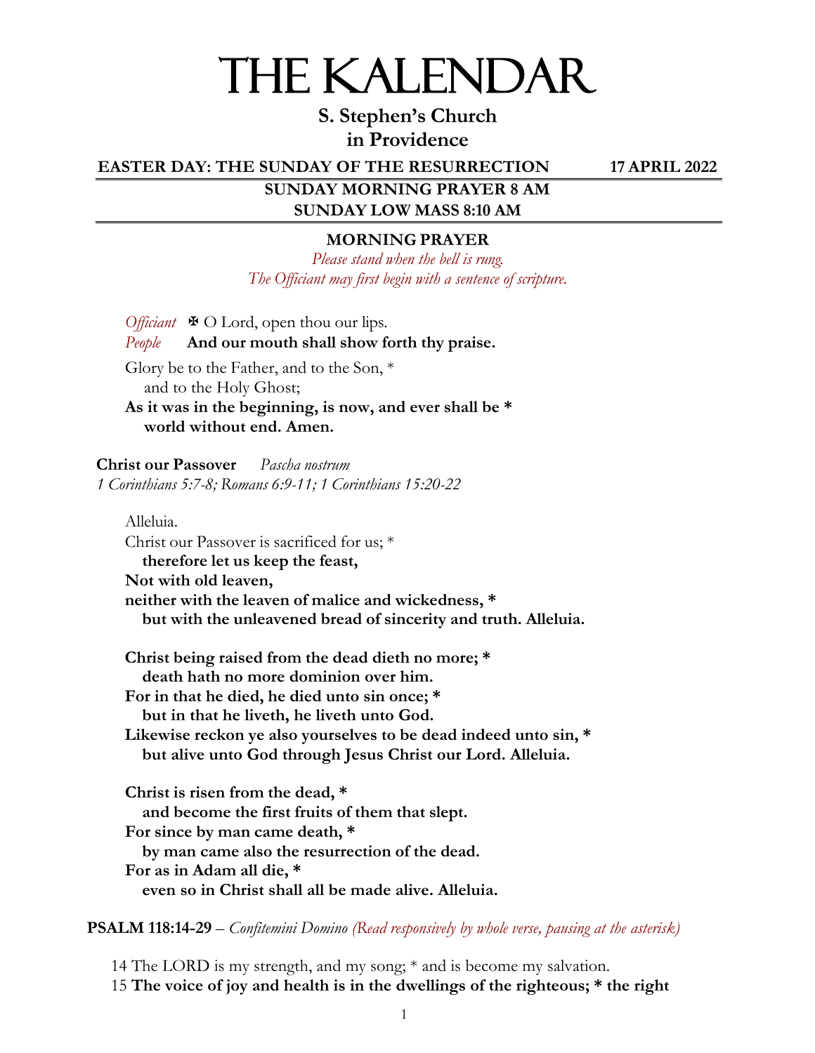# THE KALENDAR

## S. Stephen's Church in Providence

**EASTER DAY: THE SUNDAY OF THE RESURRECTION** **17 APRIL 2022**

**SUNDAY MORNING PRAYER 8 AM**
**SUNDAY LOW MASS 8:10 AM**

### MORNING PRAYER

*Please stand when the bell is rung.*
*The Officiant may first begin with a sentence of scripture.*

*Officiant* ✠ O Lord, open thou our lips.
*People* **And our mouth shall show forth thy praise.**

Glory be to the Father, and to the Son, *
and to the Holy Ghost;
**As it was in the beginning, is now, and ever shall be *
world without end. Amen.**

**Christ our Passover** *Pascha nostrum*
*1 Corinthians 5:7-8; Romans 6:9-11; 1 Corinthians 15:20-22*

Alleluia.
Christ our Passover is sacrificed for us; *
**therefore let us keep the feast,**
**Not with old leaven,**
**neither with the leaven of malice and wickedness, *
but with the unleavened bread of sincerity and truth. Alleluia.**

**Christ being raised from the dead dieth no more; *
death hath no more dominion over him.**
**For in that he died, he died unto sin once; *
but in that he liveth, he liveth unto God.**
**Likewise reckon ye also yourselves to be dead indeed unto sin, *
but alive unto God through Jesus Christ our Lord. Alleluia.**

**Christ is risen from the dead, *
and become the first fruits of them that slept.**
**For since by man came death, *
by man came also the resurrection of the dead.**
**For as in Adam all die, *
even so in Christ shall all be made alive. Alleluia.**

**PSALM 118:14-29** – *Confitemini Domino (Read responsively by whole verse, pausing at the asterisk)*

14 The LORD is my strength, and my song; * and is become my salvation.
15 **The voice of joy and health is in the dwellings of the righteous; * the right**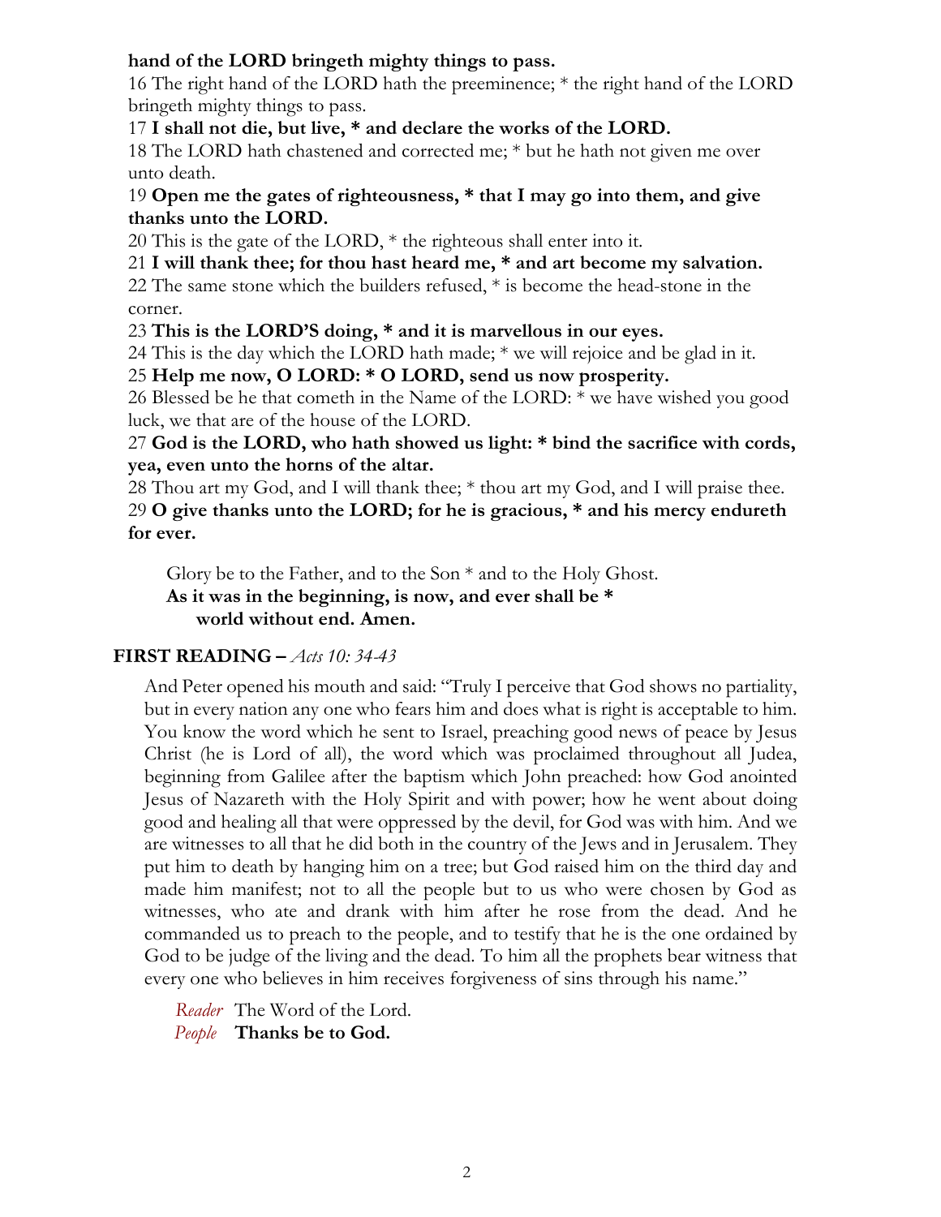**hand of the LORD bringeth mighty things to pass.**

16 The right hand of the LORD hath the preeminence; * the right hand of the LORD bringeth mighty things to pass.

17 **I shall not die, but live, * and declare the works of the LORD.**

18 The LORD hath chastened and corrected me; * but he hath not given me over unto death.

19 **Open me the gates of righteousness, * that I may go into them, and give thanks unto the LORD.**

20 This is the gate of the LORD, * the righteous shall enter into it.

21 **I will thank thee; for thou hast heard me, * and art become my salvation.**

22 The same stone which the builders refused, * is become the head-stone in the corner.

23 **This is the LORD'S doing, * and it is marvellous in our eyes.**

24 This is the day which the LORD hath made; * we will rejoice and be glad in it.

25 **Help me now, O LORD: * O LORD, send us now prosperity.**

26 Blessed be he that cometh in the Name of the LORD: * we have wished you good luck, we that are of the house of the LORD.

27 **God is the LORD, who hath showed us light: * bind the sacrifice with cords, yea, even unto the horns of the altar.**

28 Thou art my God, and I will thank thee; * thou art my God, and I will praise thee.

29 **O give thanks unto the LORD; for he is gracious, * and his mercy endureth for ever.**

Glory be to the Father, and to the Son * and to the Holy Ghost.
**As it was in the beginning, is now, and ever shall be *
world without end. Amen.**

## FIRST READING – *Acts 10: 34-43*

And Peter opened his mouth and said: "Truly I perceive that God shows no partiality, but in every nation any one who fears him and does what is right is acceptable to him. You know the word which he sent to Israel, preaching good news of peace by Jesus Christ (he is Lord of all), the word which was proclaimed throughout all Judea, beginning from Galilee after the baptism which John preached: how God anointed Jesus of Nazareth with the Holy Spirit and with power; how he went about doing good and healing all that were oppressed by the devil, for God was with him. And we are witnesses to all that he did both in the country of the Jews and in Jerusalem. They put him to death by hanging him on a tree; but God raised him on the third day and made him manifest; not to all the people but to us who were chosen by God as witnesses, who ate and drank with him after he rose from the dead. And he commanded us to preach to the people, and to testify that he is the one ordained by God to be judge of the living and the dead. To him all the prophets bear witness that every one who believes in him receives forgiveness of sins through his name."

*Reader* The Word of the Lord.
*People* **Thanks be to God.**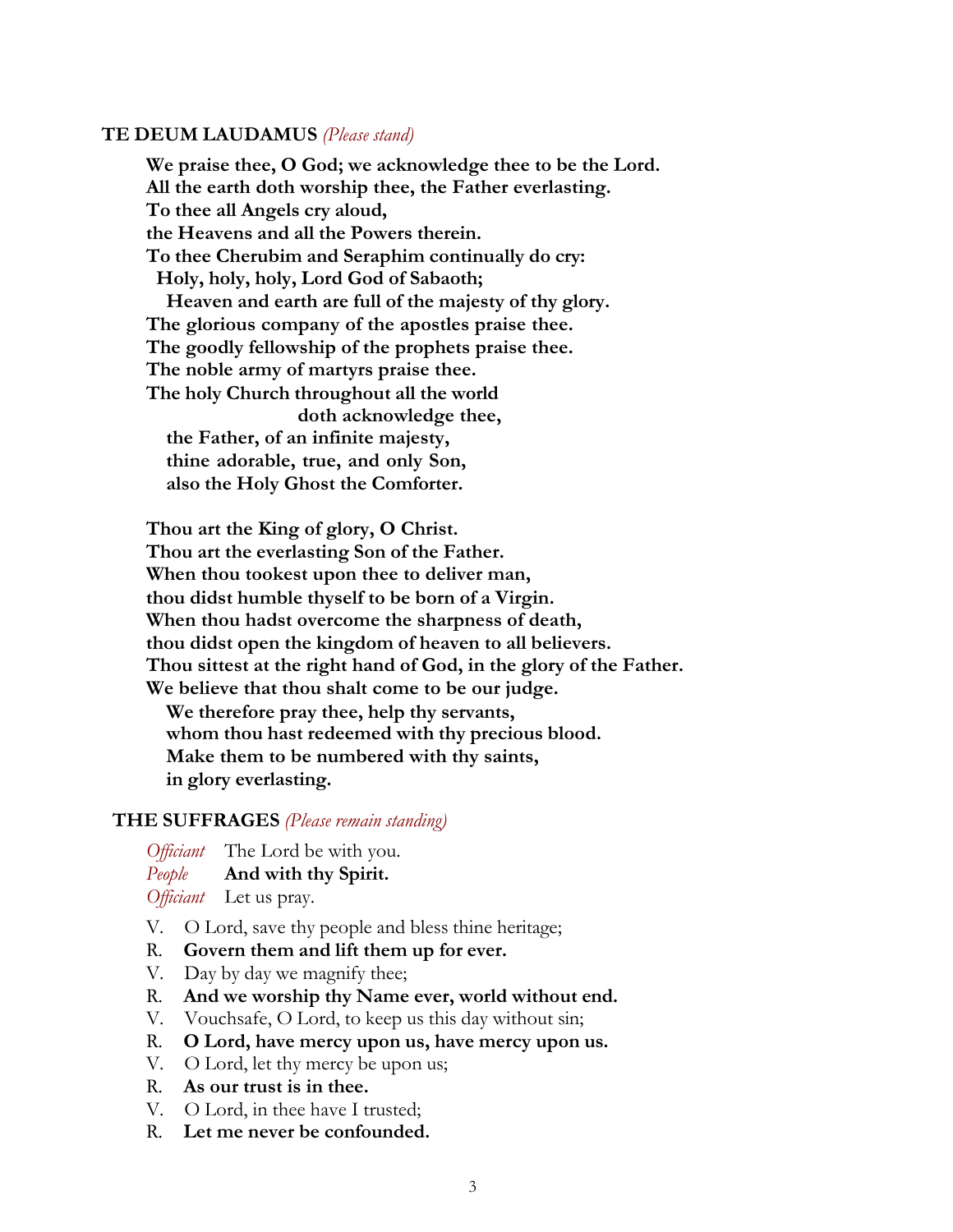**TE DEUM LAUDAMUS** *(Please stand)*

**We praise thee, O God; we acknowledge thee to be the Lord.**
**All the earth doth worship thee, the Father everlasting.**
**To thee all Angels cry aloud,**
**the Heavens and all the Powers therein.**
**To thee Cherubim and Seraphim continually do cry:**
**Holy, holy, holy, Lord God of Sabaoth;**
**Heaven and earth are full of the majesty of thy glory.**
**The glorious company of the apostles praise thee.**
**The goodly fellowship of the prophets praise thee.**
**The noble army of martyrs praise thee.**
**The holy Church throughout all the world**
**doth acknowledge thee,**
**the Father, of an infinite majesty,**
**thine adorable, true, and only Son,**
**also the Holy Ghost the Comforter.**

**Thou art the King of glory, O Christ.**
**Thou art the everlasting Son of the Father.**
**When thou tookest upon thee to deliver man,**
**thou didst humble thyself to be born of a Virgin.**
**When thou hadst overcome the sharpness of death,**
**thou didst open the kingdom of heaven to all believers.**
**Thou sittest at the right hand of God, in the glory of the Father.**
**We believe that thou shalt come to be our judge.**
**We therefore pray thee, help thy servants,**
**whom thou hast redeemed with thy precious blood.**
**Make them to be numbered with thy saints,**
**in glory everlasting.**

**THE SUFFRAGES** *(Please remain standing)*

*Officiant* The Lord be with you.
*People* **And with thy Spirit.**
*Officiant* Let us pray.

V. O Lord, save thy people and bless thine heritage;
R. **Govern them and lift them up for ever.**
V. Day by day we magnify thee;
R. **And we worship thy Name ever, world without end.**
V. Vouchsafe, O Lord, to keep us this day without sin;
R. **O Lord, have mercy upon us, have mercy upon us.**
V. O Lord, let thy mercy be upon us;
R. **As our trust is in thee.**
V. O Lord, in thee have I trusted;
R. **Let me never be confounded.**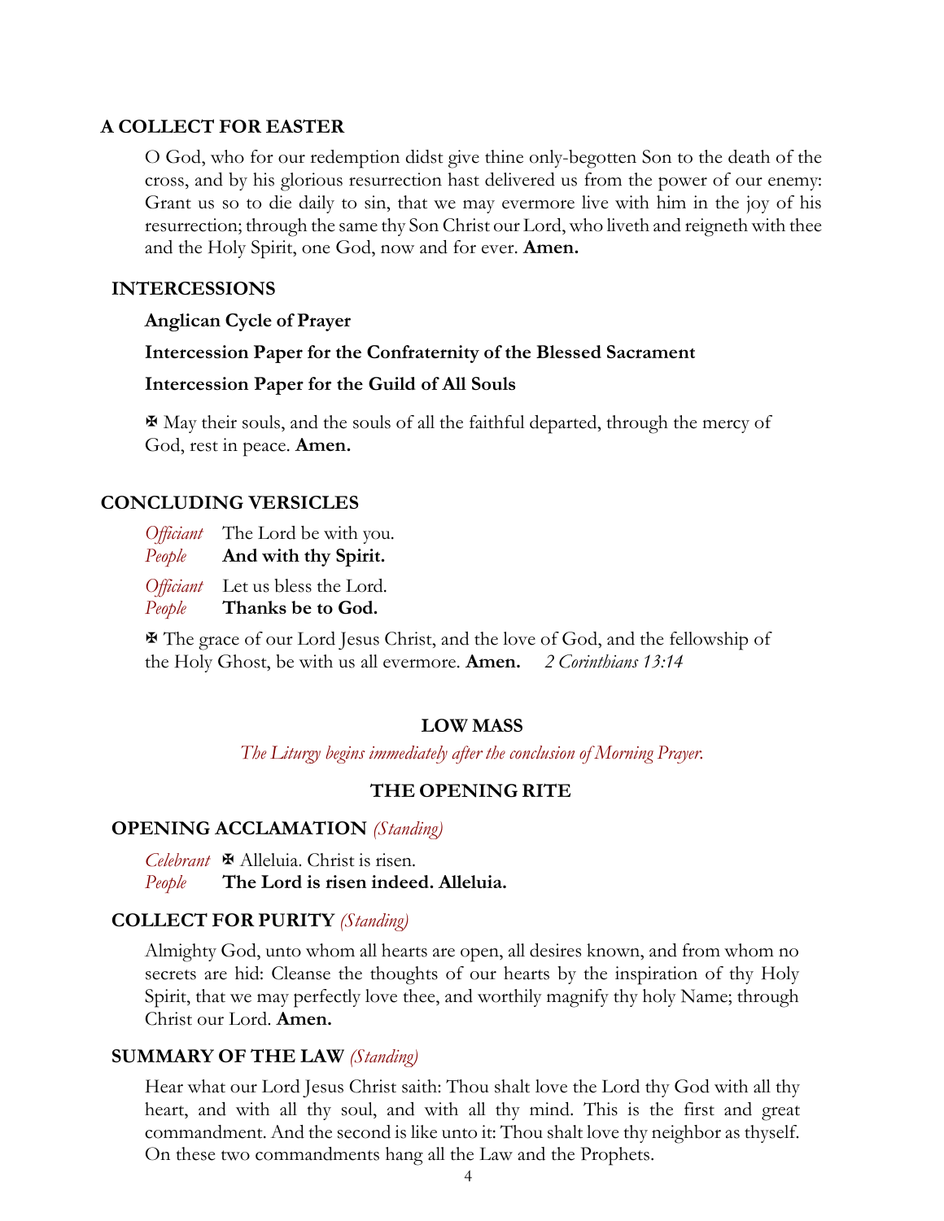### A COLLECT FOR EASTER

O God, who for our redemption didst give thine only-begotten Son to the death of the cross, and by his glorious resurrection hast delivered us from the power of our enemy: Grant us so to die daily to sin, that we may evermore live with him in the joy of his resurrection; through the same thy Son Christ our Lord, who liveth and reigneth with thee and the Holy Spirit, one God, now and for ever. **Amen.**

### INTERCESSIONS

**Anglican Cycle of Prayer**

**Intercession Paper for the Confraternity of the Blessed Sacrament**

**Intercession Paper for the Guild of All Souls**

✠ May their souls, and the souls of all the faithful departed, through the mercy of God, rest in peace. **Amen.**

### CONCLUDING VERSICLES

*Officiant* The Lord be with you.
*People* **And with thy Spirit.**

*Officiant* Let us bless the Lord.
*People* **Thanks be to God.**

✠ The grace of our Lord Jesus Christ, and the love of God, and the fellowship of the Holy Ghost, be with us all evermore. **Amen.** *2 Corinthians 13:14*

## LOW MASS

*The Liturgy begins immediately after the conclusion of Morning Prayer.*

## THE OPENING RITE

### OPENING ACCLAMATION *(Standing)*

*Celebrant* ✠ Alleluia. Christ is risen.
*People* **The Lord is risen indeed. Alleluia.**

### COLLECT FOR PURITY *(Standing)*

Almighty God, unto whom all hearts are open, all desires known, and from whom no secrets are hid: Cleanse the thoughts of our hearts by the inspiration of thy Holy Spirit, that we may perfectly love thee, and worthily magnify thy holy Name; through Christ our Lord. **Amen.**

### SUMMARY OF THE LAW *(Standing)*

Hear what our Lord Jesus Christ saith: Thou shalt love the Lord thy God with all thy heart, and with all thy soul, and with all thy mind. This is the first and great commandment. And the second is like unto it: Thou shalt love thy neighbor as thyself. On these two commandments hang all the Law and the Prophets.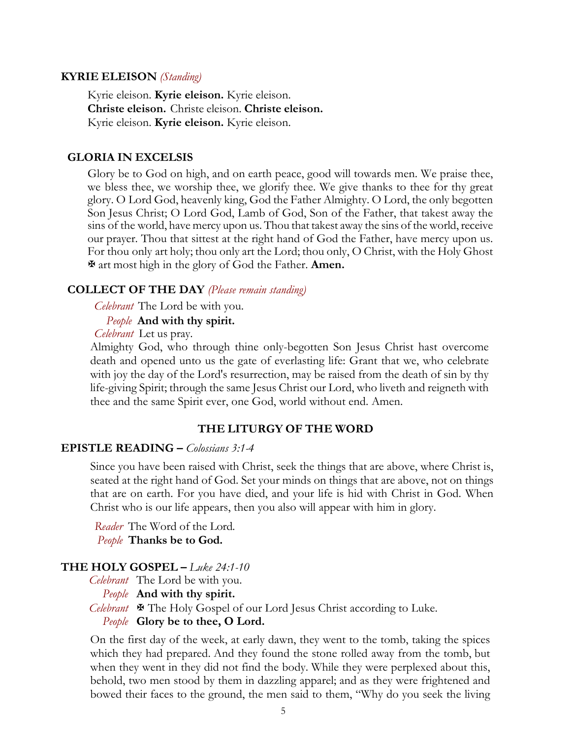**KYRIE ELEISON** *(Standing)*

Kyrie eleison. **Kyrie eleison.** Kyrie eleison.
**Christe eleison.** Christe eleison. **Christe eleison.**
Kyrie eleison. **Kyrie eleison.** Kyrie eleison.

**GLORIA IN EXCELSIS**

Glory be to God on high, and on earth peace, good will towards men. We praise thee, we bless thee, we worship thee, we glorify thee. We give thanks to thee for thy great glory. O Lord God, heavenly king, God the Father Almighty. O Lord, the only begotten Son Jesus Christ; O Lord God, Lamb of God, Son of the Father, that takest away the sins of the world, have mercy upon us. Thou that takest away the sins of the world, receive our prayer. Thou that sittest at the right hand of God the Father, have mercy upon us. For thou only art holy; thou only art the Lord; thou only, O Christ, with the Holy Ghost ✠ art most high in the glory of God the Father. **Amen.**

**COLLECT OF THE DAY** *(Please remain standing)*

*Celebrant* The Lord be with you.
*People* **And with thy spirit.**
*Celebrant* Let us pray.

Almighty God, who through thine only-begotten Son Jesus Christ hast overcome death and opened unto us the gate of everlasting life: Grant that we, who celebrate with joy the day of the Lord's resurrection, may be raised from the death of sin by thy life-giving Spirit; through the same Jesus Christ our Lord, who liveth and reigneth with thee and the same Spirit ever, one God, world without end. Amen.

## THE LITURGY OF THE WORD

**EPISTLE READING –** *Colossians 3:1-4*

Since you have been raised with Christ, seek the things that are above, where Christ is, seated at the right hand of God. Set your minds on things that are above, not on things that are on earth. For you have died, and your life is hid with Christ in God. When Christ who is our life appears, then you also will appear with him in glory.

*Reader* The Word of the Lord.
*People* **Thanks be to God.**

**THE HOLY GOSPEL –** *Luke 24:1-10*

*Celebrant* The Lord be with you.
*People* **And with thy spirit.**
*Celebrant* ✠ The Holy Gospel of our Lord Jesus Christ according to Luke.
*People* **Glory be to thee, O Lord.**

On the first day of the week, at early dawn, they went to the tomb, taking the spices which they had prepared. And they found the stone rolled away from the tomb, but when they went in they did not find the body. While they were perplexed about this, behold, two men stood by them in dazzling apparel; and as they were frightened and bowed their faces to the ground, the men said to them, "Why do you seek the living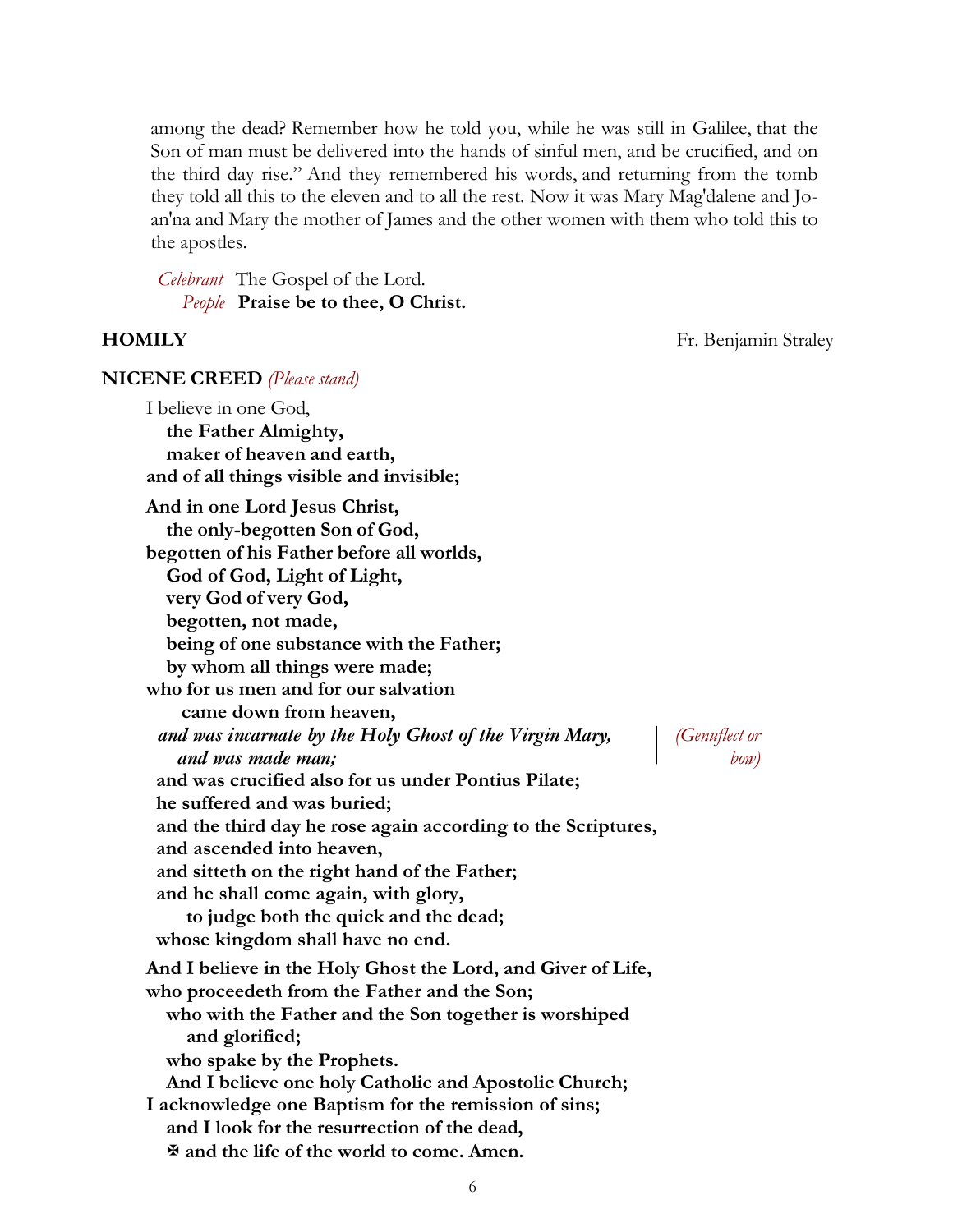among the dead? Remember how he told you, while he was still in Galilee, that the Son of man must be delivered into the hands of sinful men, and be crucified, and on the third day rise." And they remembered his words, and returning from the tomb they told all this to the eleven and to all the rest. Now it was Mary Mag'dalene and Joan'na and Mary the mother of James and the other women with them who told this to the apostles.

*Celebrant* The Gospel of the Lord.
*People* **Praise be to thee, O Christ.**

**HOMILY** Fr. Benjamin Straley

**NICENE CREED** *(Please stand)*

I believe in one God,
**the Father Almighty,**
**maker of heaven and earth,**
**and of all things visible and invisible;**

**And in one Lord Jesus Christ,**
**the only-begotten Son of God,**
**begotten of his Father before all worlds,**
**God of God, Light of Light,**
**very God of very God,**
**begotten, not made,**
**being of one substance with the Father;**
**by whom all things were made;**
**who for us men and for our salvation**
**came down from heaven,**
***and was incarnate by the Holy Ghost of the Virgin Mary,***
***and was made man;*** *(Genuflect or bow)*
**and was crucified also for us under Pontius Pilate;**
**he suffered and was buried;**
**and the third day he rose again according to the Scriptures,**
**and ascended into heaven,**
**and sitteth on the right hand of the Father;**
**and he shall come again, with glory,**
**to judge both the quick and the dead;**
**whose kingdom shall have no end.**

**And I believe in the Holy Ghost the Lord, and Giver of Life,**
**who proceedeth from the Father and the Son;**
**who with the Father and the Son together is worshiped and glorified;**
**who spake by the Prophets.**
**And I believe one holy Catholic and Apostolic Church;**
**I acknowledge one Baptism for the remission of sins;**
**and I look for the resurrection of the dead,**
**✠ and the life of the world to come. Amen.**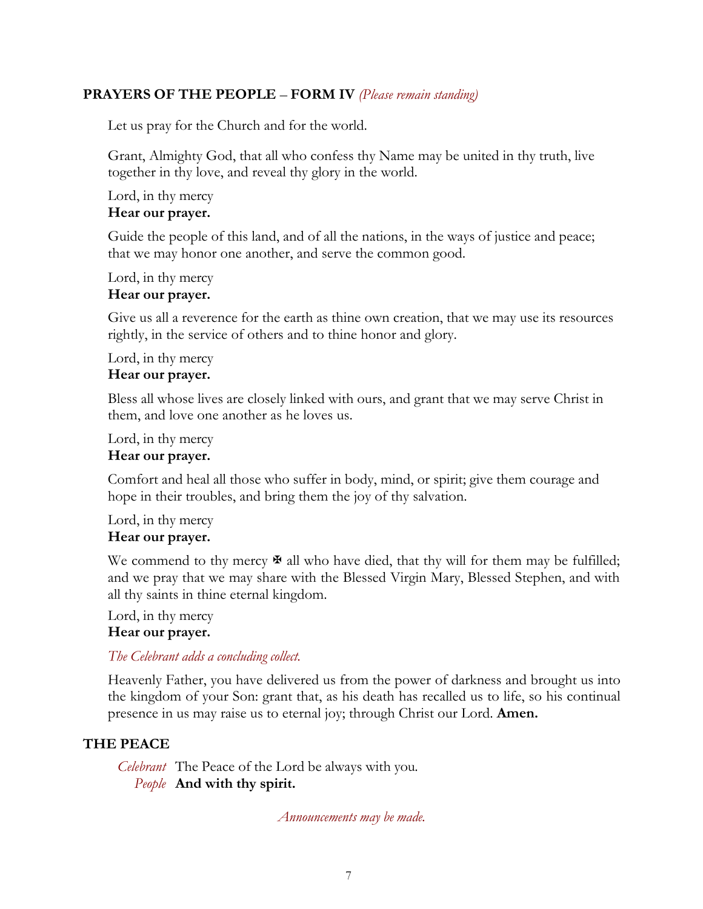## PRAYERS OF THE PEOPLE – FORM IV *(Please remain standing)*

Let us pray for the Church and for the world.

Grant, Almighty God, that all who confess thy Name may be united in thy truth, live together in thy love, and reveal thy glory in the world.

Lord, in thy mercy
**Hear our prayer.**

Guide the people of this land, and of all the nations, in the ways of justice and peace; that we may honor one another, and serve the common good.

Lord, in thy mercy
**Hear our prayer.**

Give us all a reverence for the earth as thine own creation, that we may use its resources rightly, in the service of others and to thine honor and glory.

Lord, in thy mercy
**Hear our prayer.**

Bless all whose lives are closely linked with ours, and grant that we may serve Christ in them, and love one another as he loves us.

Lord, in thy mercy
**Hear our prayer.**

Comfort and heal all those who suffer in body, mind, or spirit; give them courage and hope in their troubles, and bring them the joy of thy salvation.

Lord, in thy mercy
**Hear our prayer.**

We commend to thy mercy ✠ all who have died, that thy will for them may be fulfilled; and we pray that we may share with the Blessed Virgin Mary, Blessed Stephen, and with all thy saints in thine eternal kingdom.

Lord, in thy mercy
**Hear our prayer.**

*The Celebrant adds a concluding collect.*

Heavenly Father, you have delivered us from the power of darkness and brought us into the kingdom of your Son: grant that, as his death has recalled us to life, so his continual presence in us may raise us to eternal joy; through Christ our Lord. **Amen.**

## THE PEACE

*Celebrant* The Peace of the Lord be always with you.
*People* **And with thy spirit.**

*Announcements may be made.*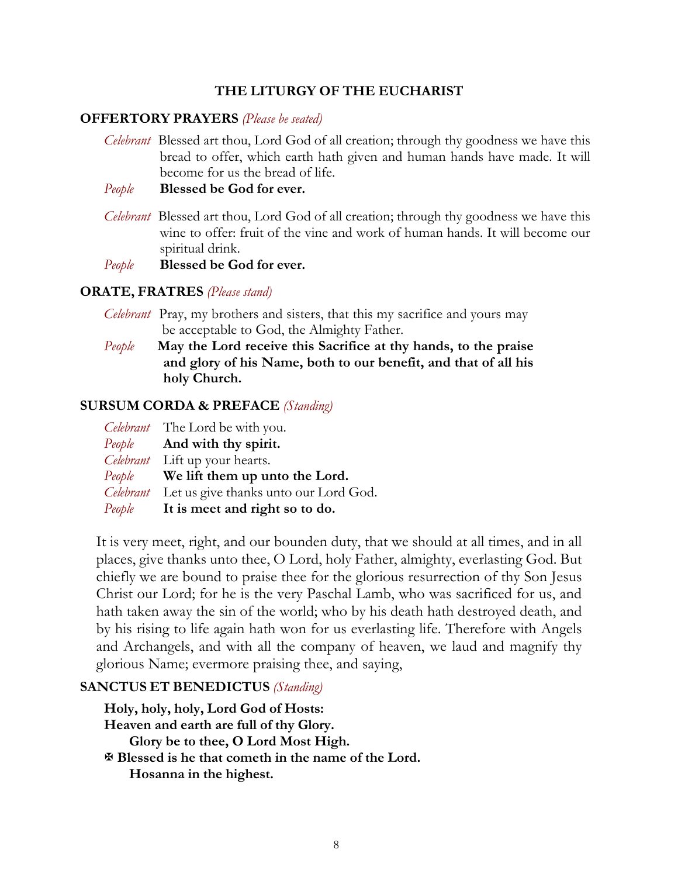## THE LITURGY OF THE EUCHARIST

### OFFERTORY PRAYERS *(Please be seated)*

*Celebrant* Blessed art thou, Lord God of all creation; through thy goodness we have this bread to offer, which earth hath given and human hands have made. It will become for us the bread of life.

*People* **Blessed be God for ever.**

*Celebrant* Blessed art thou, Lord God of all creation; through thy goodness we have this wine to offer: fruit of the vine and work of human hands. It will become our spiritual drink.

*People* **Blessed be God for ever.**

### ORATE, FRATRES *(Please stand)*

*Celebrant* Pray, my brothers and sisters, that this my sacrifice and yours may be acceptable to God, the Almighty Father.

*People* **May the Lord receive this Sacrifice at thy hands, to the praise and glory of his Name, both to our benefit, and that of all his holy Church.**

### SURSUM CORDA & PREFACE *(Standing)*

*Celebrant* The Lord be with you.
*People* **And with thy spirit.**
*Celebrant* Lift up your hearts.
*People* **We lift them up unto the Lord.**
*Celebrant* Let us give thanks unto our Lord God.
*People* **It is meet and right so to do.**

It is very meet, right, and our bounden duty, that we should at all times, and in all places, give thanks unto thee, O Lord, holy Father, almighty, everlasting God. But chiefly we are bound to praise thee for the glorious resurrection of thy Son Jesus Christ our Lord; for he is the very Paschal Lamb, who was sacrificed for us, and hath taken away the sin of the world; who by his death hath destroyed death, and by his rising to life again hath won for us everlasting life. Therefore with Angels and Archangels, and with all the company of heaven, we laud and magnify thy glorious Name; evermore praising thee, and saying,

### SANCTUS ET BENEDICTUS *(Standing)*

**Holy, holy, holy, Lord God of Hosts:**
**Heaven and earth are full of thy Glory.**
**Glory be to thee, O Lord Most High.**
**✠ Blessed is he that cometh in the name of the Lord.**
**Hosanna in the highest.**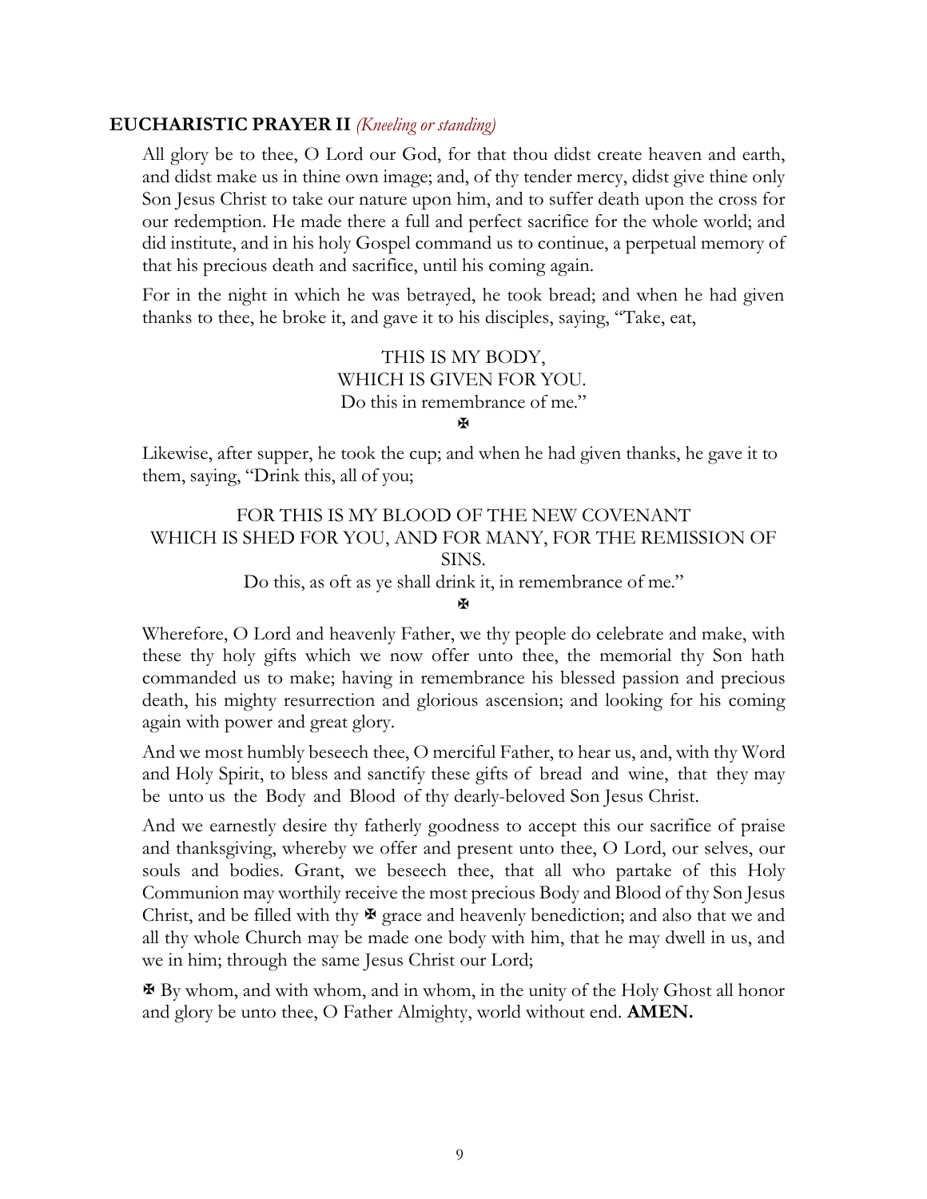## EUCHARISTIC PRAYER II *(Kneeling or standing)*

All glory be to thee, O Lord our God, for that thou didst create heaven and earth, and didst make us in thine own image; and, of thy tender mercy, didst give thine only Son Jesus Christ to take our nature upon him, and to suffer death upon the cross for our redemption. He made there a full and perfect sacrifice for the whole world; and did institute, and in his holy Gospel command us to continue, a perpetual memory of that his precious death and sacrifice, until his coming again.

For in the night in which he was betrayed, he took bread; and when he had given thanks to thee, he broke it, and gave it to his disciples, saying, "Take, eat,

THIS IS MY BODY,
WHICH IS GIVEN FOR YOU.
Do this in remembrance of me."
✠

Likewise, after supper, he took the cup; and when he had given thanks, he gave it to them, saying, "Drink this, all of you;

FOR THIS IS MY BLOOD OF THE NEW COVENANT
WHICH IS SHED FOR YOU, AND FOR MANY, FOR THE REMISSION OF SINS.
Do this, as oft as ye shall drink it, in remembrance of me."
✠

Wherefore, O Lord and heavenly Father, we thy people do celebrate and make, with these thy holy gifts which we now offer unto thee, the memorial thy Son hath commanded us to make; having in remembrance his blessed passion and precious death, his mighty resurrection and glorious ascension; and looking for his coming again with power and great glory.

And we most humbly beseech thee, O merciful Father, to hear us, and, with thy Word and Holy Spirit, to bless and sanctify these gifts of bread and wine, that they may be unto us the Body and Blood of thy dearly-beloved Son Jesus Christ.

And we earnestly desire thy fatherly goodness to accept this our sacrifice of praise and thanksgiving, whereby we offer and present unto thee, O Lord, our selves, our souls and bodies. Grant, we beseech thee, that all who partake of this Holy Communion may worthily receive the most precious Body and Blood of thy Son Jesus Christ, and be filled with thy ✠ grace and heavenly benediction; and also that we and all thy whole Church may be made one body with him, that he may dwell in us, and we in him; through the same Jesus Christ our Lord;

✠ By whom, and with whom, and in whom, in the unity of the Holy Ghost all honor and glory be unto thee, O Father Almighty, world without end. **AMEN.**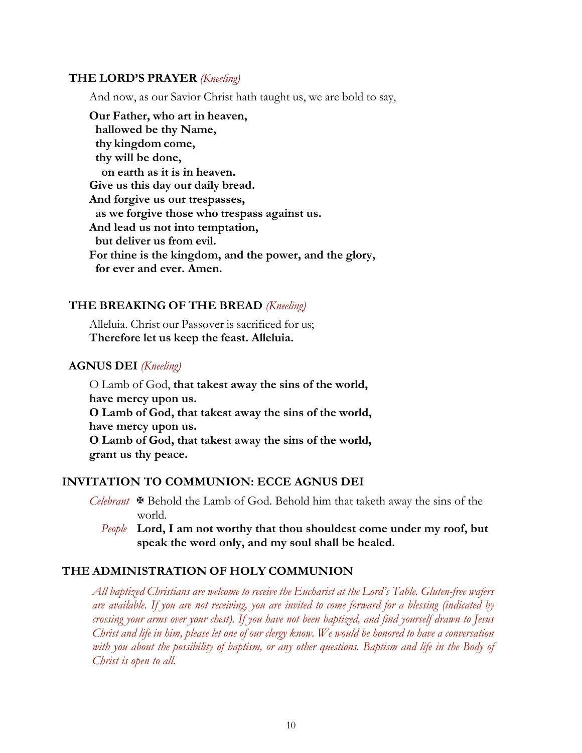### THE LORD'S PRAYER *(Kneeling)*

And now, as our Savior Christ hath taught us, we are bold to say,

**Our Father, who art in heaven,**
**hallowed be thy Name,**
**thy kingdom come,**
**thy will be done,**
**on earth as it is in heaven.**
**Give us this day our daily bread.**
**And forgive us our trespasses,**
**as we forgive those who trespass against us.**
**And lead us not into temptation,**
**but deliver us from evil.**
**For thine is the kingdom, and the power, and the glory,**
**for ever and ever. Amen.**

### THE BREAKING OF THE BREAD *(Kneeling)*

Alleluia. Christ our Passover is sacrificed for us;
**Therefore let us keep the feast. Alleluia.**

### AGNUS DEI *(Kneeling)*

O Lamb of God, **that takest away the sins of the world,**
**have mercy upon us.**
**O Lamb of God, that takest away the sins of the world,**
**have mercy upon us.**
**O Lamb of God, that takest away the sins of the world,**
**grant us thy peace.**

### INVITATION TO COMMUNION: ECCE AGNUS DEI

*Celebrant* ✠ Behold the Lamb of God. Behold him that taketh away the sins of the world.

*People* **Lord, I am not worthy that thou shouldest come under my roof, but speak the word only, and my soul shall be healed.**

### THE ADMINISTRATION OF HOLY COMMUNION

*All baptized Christians are welcome to receive the Eucharist at the Lord's Table. Gluten-free wafers are available. If you are not receiving, you are invited to come forward for a blessing (indicated by crossing your arms over your chest). If you have not been baptized, and find yourself drawn to Jesus Christ and life in him, please let one of our clergy know. We would be honored to have a conversation with you about the possibility of baptism, or any other questions. Baptism and life in the Body of Christ is open to all.*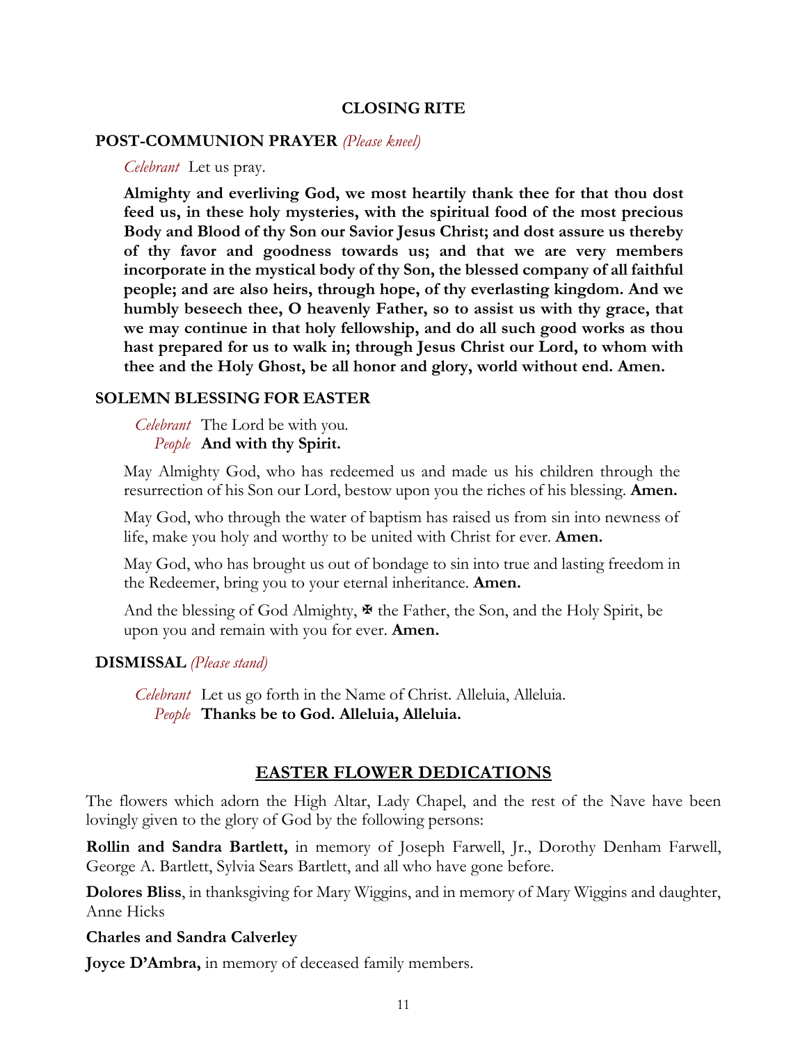## CLOSING RITE

### POST-COMMUNION PRAYER *(Please kneel)*

*Celebrant* Let us pray.

**Almighty and everliving God, we most heartily thank thee for that thou dost feed us, in these holy mysteries, with the spiritual food of the most precious Body and Blood of thy Son our Savior Jesus Christ; and dost assure us thereby of thy favor and goodness towards us; and that we are very members incorporate in the mystical body of thy Son, the blessed company of all faithful people; and are also heirs, through hope, of thy everlasting kingdom. And we humbly beseech thee, O heavenly Father, so to assist us with thy grace, that we may continue in that holy fellowship, and do all such good works as thou hast prepared for us to walk in; through Jesus Christ our Lord, to whom with thee and the Holy Ghost, be all honor and glory, world without end. Amen.**

### SOLEMN BLESSING FOR EASTER

*Celebrant* The Lord be with you.
*People* **And with thy Spirit.**

May Almighty God, who has redeemed us and made us his children through the resurrection of his Son our Lord, bestow upon you the riches of his blessing. **Amen.**

May God, who through the water of baptism has raised us from sin into newness of life, make you holy and worthy to be united with Christ for ever. **Amen.**

May God, who has brought us out of bondage to sin into true and lasting freedom in the Redeemer, bring you to your eternal inheritance. **Amen.**

And the blessing of God Almighty, ✠ the Father, the Son, and the Holy Spirit, be upon you and remain with you for ever. **Amen.**

### DISMISSAL *(Please stand)*

*Celebrant* Let us go forth in the Name of Christ. Alleluia, Alleluia.
*People* **Thanks be to God. Alleluia, Alleluia.**

## EASTER FLOWER DEDICATIONS

The flowers which adorn the High Altar, Lady Chapel, and the rest of the Nave have been lovingly given to the glory of God by the following persons:

**Rollin and Sandra Bartlett,** in memory of Joseph Farwell, Jr., Dorothy Denham Farwell, George A. Bartlett, Sylvia Sears Bartlett, and all who have gone before.

**Dolores Bliss**, in thanksgiving for Mary Wiggins, and in memory of Mary Wiggins and daughter, Anne Hicks

**Charles and Sandra Calverley**

**Joyce D'Ambra,** in memory of deceased family members.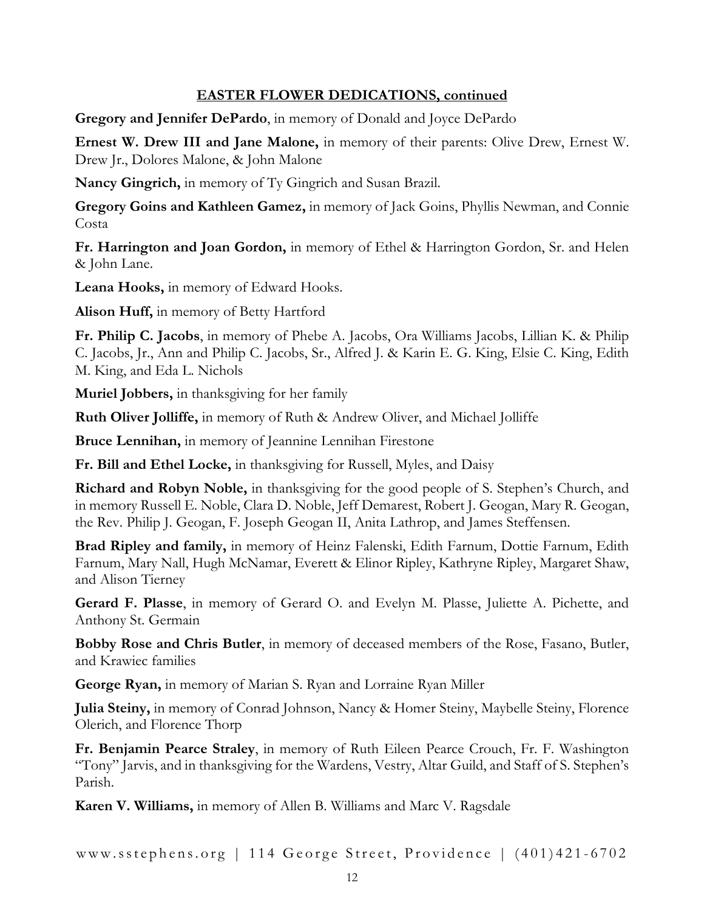## EASTER FLOWER DEDICATIONS, continued

**Gregory and Jennifer DePardo**, in memory of Donald and Joyce DePardo

**Ernest W. Drew III and Jane Malone,** in memory of their parents: Olive Drew, Ernest W. Drew Jr., Dolores Malone, & John Malone

**Nancy Gingrich,** in memory of Ty Gingrich and Susan Brazil.

**Gregory Goins and Kathleen Gamez,** in memory of Jack Goins, Phyllis Newman, and Connie Costa

**Fr. Harrington and Joan Gordon,** in memory of Ethel & Harrington Gordon, Sr. and Helen & John Lane.

**Leana Hooks,** in memory of Edward Hooks.

**Alison Huff,** in memory of Betty Hartford

**Fr. Philip C. Jacobs**, in memory of Phebe A. Jacobs, Ora Williams Jacobs, Lillian K. & Philip C. Jacobs, Jr., Ann and Philip C. Jacobs, Sr., Alfred J. & Karin E. G. King, Elsie C. King, Edith M. King, and Eda L. Nichols

**Muriel Jobbers,** in thanksgiving for her family

**Ruth Oliver Jolliffe,** in memory of Ruth & Andrew Oliver, and Michael Jolliffe

**Bruce Lennihan,** in memory of Jeannine Lennihan Firestone

**Fr. Bill and Ethel Locke,** in thanksgiving for Russell, Myles, and Daisy

**Richard and Robyn Noble,** in thanksgiving for the good people of S. Stephen's Church, and in memory Russell E. Noble, Clara D. Noble, Jeff Demarest, Robert J. Geogan, Mary R. Geogan, the Rev. Philip J. Geogan, F. Joseph Geogan II, Anita Lathrop, and James Steffensen.

**Brad Ripley and family,** in memory of Heinz Falenski, Edith Farnum, Dottie Farnum, Edith Farnum, Mary Nall, Hugh McNamar, Everett & Elinor Ripley, Kathryne Ripley, Margaret Shaw, and Alison Tierney

**Gerard F. Plasse**, in memory of Gerard O. and Evelyn M. Plasse, Juliette A. Pichette, and Anthony St. Germain

**Bobby Rose and Chris Butler**, in memory of deceased members of the Rose, Fasano, Butler, and Krawiec families

**George Ryan,** in memory of Marian S. Ryan and Lorraine Ryan Miller

**Julia Steiny,** in memory of Conrad Johnson, Nancy & Homer Steiny, Maybelle Steiny, Florence Olerich, and Florence Thorp

**Fr. Benjamin Pearce Straley**, in memory of Ruth Eileen Pearce Crouch, Fr. F. Washington "Tony" Jarvis, and in thanksgiving for the Wardens, Vestry, Altar Guild, and Staff of S. Stephen's Parish.

**Karen V. Williams,** in memory of Allen B. Williams and Marc V. Ragsdale